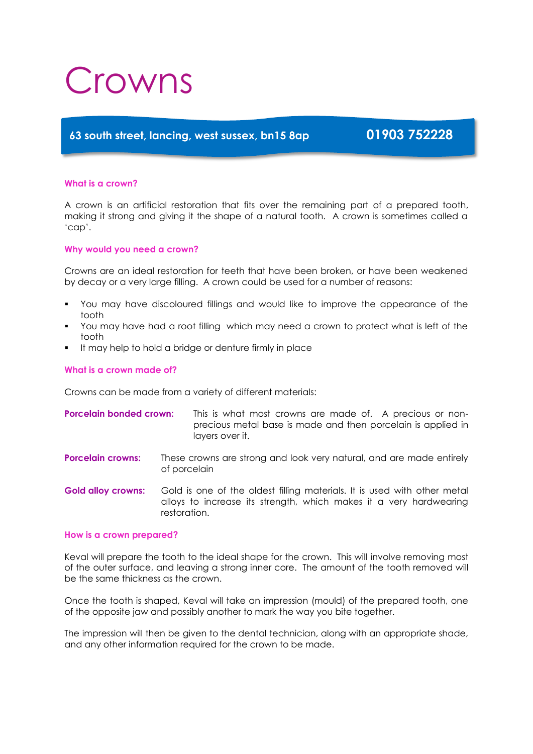# Crowns

**63 south street, lancing, west sussex, bn15 8ap** **01903 752228**

### What is a crown?

A crown is an artificial restoration that fits over the remaining part of a prepared tooth, making it strong and giving it the shape of a natural tooth. A crown is sometimes called a 'cap'.

### Why would you need a crown?

Crowns are an ideal restoration for teeth that have been broken, or have been weakened by decay or a very large filling. A crown could be used for a number of reasons:

- You may have discoloured fillings and would like to improve the appearance of the tooth
- You may have had a root filling which may need a crown to protect what is left of the tooth
- It may help to hold a bridge or denture firmly in place

### What is a crown made of?

Crowns can be made from a variety of different materials:

**Porcelain bonded crown:** This is what most crowns are made of. A precious or non-precious metal base is made and then porcelain is applied in layers over it.

**Porcelain crowns:** These crowns are strong and look very natural, and are made entirely of porcelain

**Gold alloy crowns:** Gold is one of the oldest filling materials. It is used with other metal alloys to increase its strength, which makes it a very hardwearing restoration.

### How is a crown prepared?

Keval will prepare the tooth to the ideal shape for the crown. This will involve removing most of the outer surface, and leaving a strong inner core. The amount of the tooth removed will be the same thickness as the crown.

Once the tooth is shaped, Keval will take an impression (mould) of the prepared tooth, one of the opposite jaw and possibly another to mark the way you bite together.

The impression will then be given to the dental technician, along with an appropriate shade, and any other information required for the crown to be made.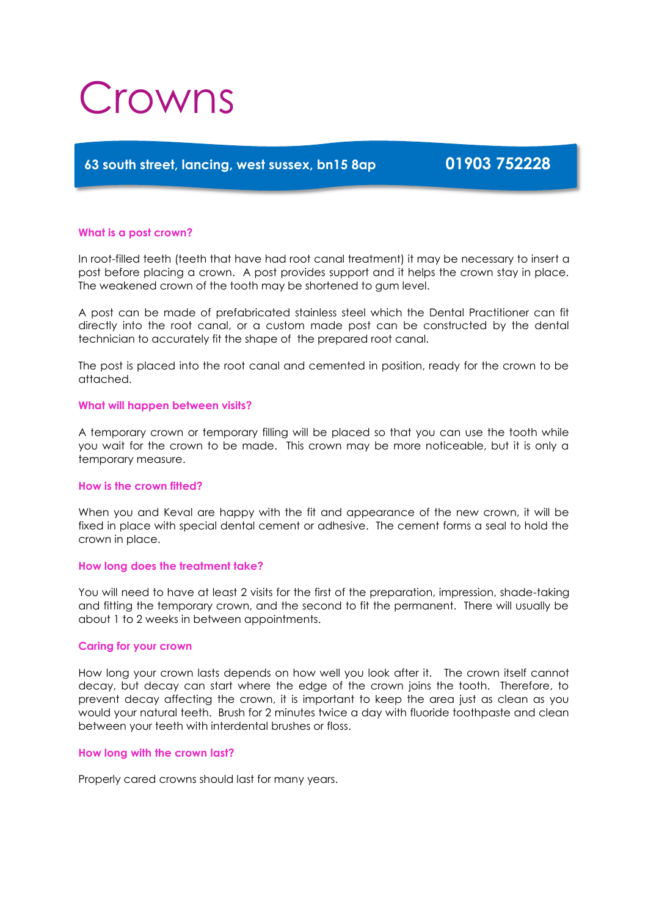# Crowns

**63 south street, lancing, west sussex, bn15 8ap** **01903 752228**

### What is a post crown?

In root-filled teeth (teeth that have had root canal treatment) it may be necessary to insert a post before placing a crown. A post provides support and it helps the crown stay in place. The weakened crown of the tooth may be shortened to gum level.

A post can be made of prefabricated stainless steel which the Dental Practitioner can fit directly into the root canal, or a custom made post can be constructed by the dental technician to accurately fit the shape of the prepared root canal.

The post is placed into the root canal and cemented in position, ready for the crown to be attached.

### What will happen between visits?

A temporary crown or temporary filling will be placed so that you can use the tooth while you wait for the crown to be made. This crown may be more noticeable, but it is only a temporary measure.

### How is the crown fitted?

When you and Keval are happy with the fit and appearance of the new crown, it will be fixed in place with special dental cement or adhesive. The cement forms a seal to hold the crown in place.

### How long does the treatment take?

You will need to have at least 2 visits for the first of the preparation, impression, shade-taking and fitting the temporary crown, and the second to fit the permanent. There will usually be about 1 to 2 weeks in between appointments.

### Caring for your crown

How long your crown lasts depends on how well you look after it. The crown itself cannot decay, but decay can start where the edge of the crown joins the tooth. Therefore, to prevent decay affecting the crown, it is important to keep the area just as clean as you would your natural teeth. Brush for 2 minutes twice a day with fluoride toothpaste and clean between your teeth with interdental brushes or floss.

### How long with the crown last?

Properly cared crowns should last for many years.